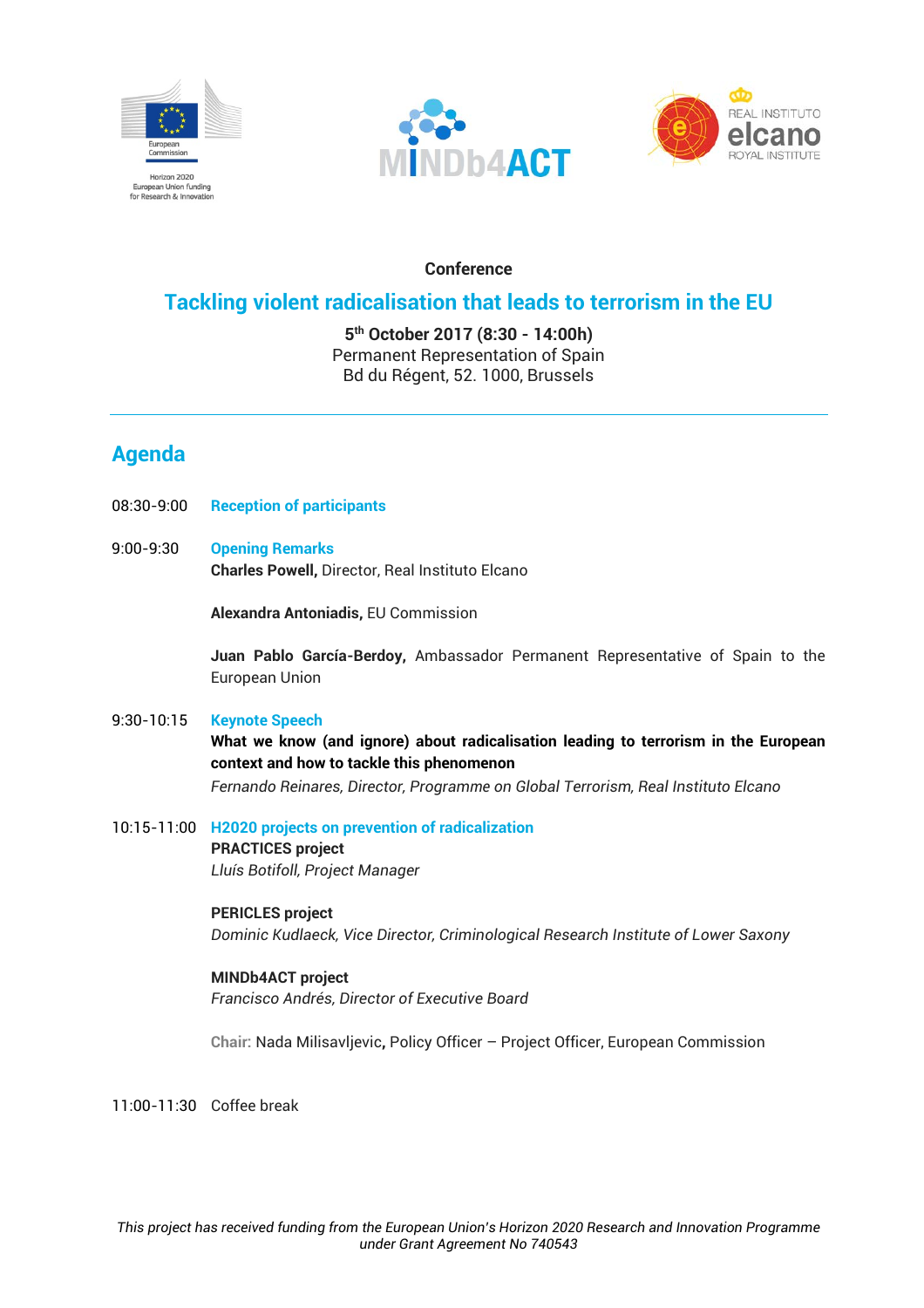Conference

# Tackling violent radicalisation that leads to terrorism in the EU

**5th October 2017 (8:30 - 14:00h)**
Permanent Representation of Spain
Bd du Régent, 52. 1000, Brussels

---

## Agenda

08:30-9:00 **Reception of participants**

9:00-9:30 **Opening Remarks**
**Charles Powell,** Director, Real Instituto Elcano

**Alexandra Antoniadis,** EU Commission

**Juan Pablo García-Berdoy,** Ambassador Permanent Representative of Spain to the European Union

9:30-10:15 **Keynote Speech**
**What we know (and ignore) about radicalisation leading to terrorism in the European context and how to tackle this phenomenon**
*Fernando Reinares, Director, Programme on Global Terrorism, Real Instituto Elcano*

10:15-11:00 **H2020 projects on prevention of radicalization**
**PRACTICES project**
*Lluís Botifoll, Project Manager*

**PERICLES project**
*Dominic Kudlaeck, Vice Director, Criminological Research Institute of Lower Saxony*

**MINDb4ACT project**
*Francisco Andrés, Director of Executive Board*

Chair: Nada Milisavljevic**,** Policy Officer – Project Officer, European Commission

11:00-11:30 Coffee break

*This project has received funding from the European Union's Horizon 2020 Research and Innovation Programme under Grant Agreement No 740543*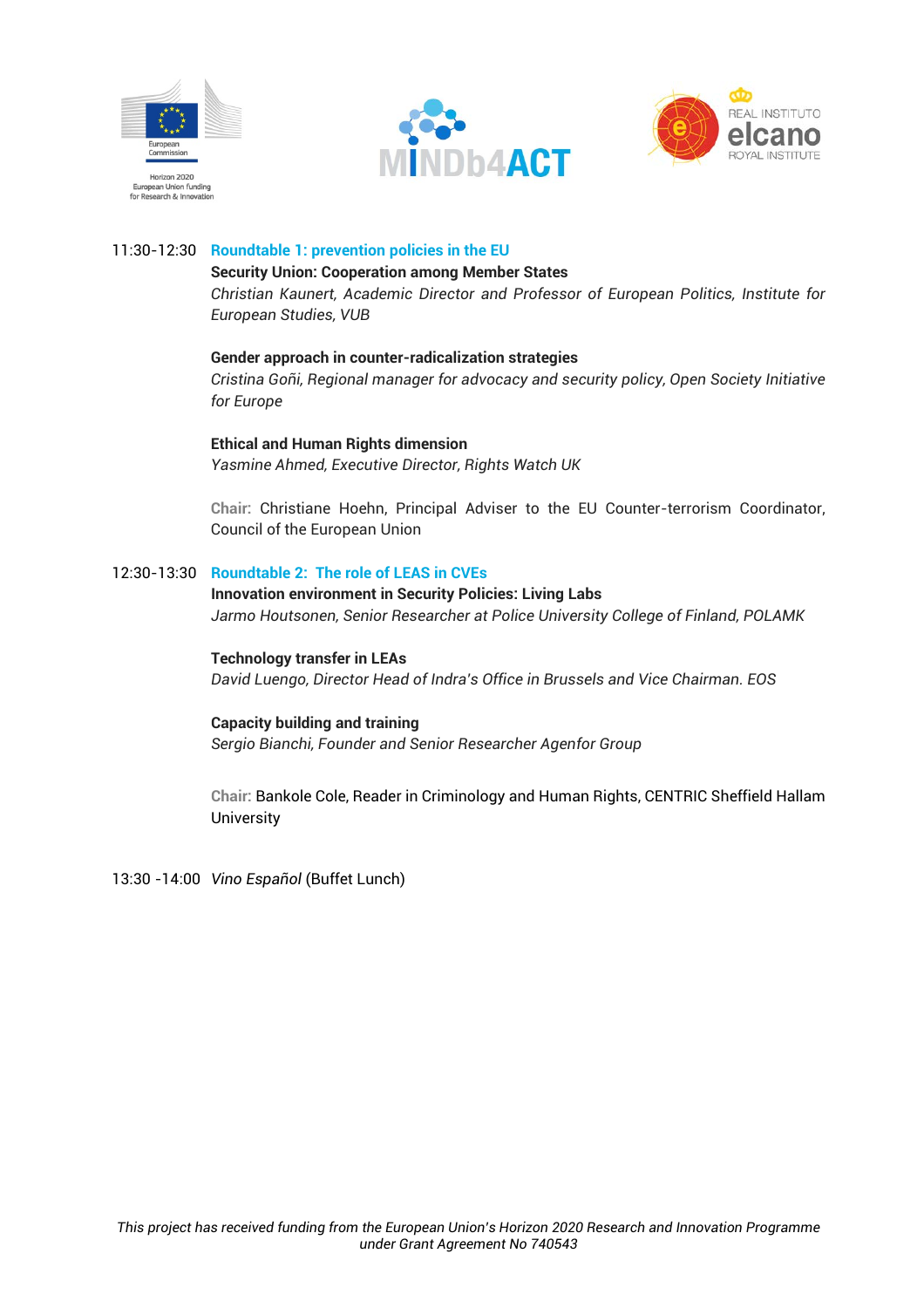11:30-12:30 **Roundtable 1: prevention policies in the EU**

**Security Union: Cooperation among Member States**
*Christian Kaunert, Academic Director and Professor of European Politics, Institute for European Studies, VUB*

**Gender approach in counter-radicalization strategies**
*Cristina Goñi, Regional manager for advocacy and security policy, Open Society Initiative for Europe*

**Ethical and Human Rights dimension**
*Yasmine Ahmed, Executive Director, Rights Watch UK*

Chair: Christiane Hoehn, Principal Adviser to the EU Counter-terrorism Coordinator, Council of the European Union

12:30-13:30 **Roundtable 2: The role of LEAS in CVEs**

**Innovation environment in Security Policies: Living Labs**
*Jarmo Houtsonen, Senior Researcher at Police University College of Finland, POLAMK*

**Technology transfer in LEAs**
*David Luengo, Director Head of Indra's Office in Brussels and Vice Chairman. EOS*

**Capacity building and training**
*Sergio Bianchi, Founder and Senior Researcher Agenfor Group*

Chair: Bankole Cole, Reader in Criminology and Human Rights, CENTRIC Sheffield Hallam University

13:30 -14:00 *Vino Español* (Buffet Lunch)

*This project has received funding from the European Union's Horizon 2020 Research and Innovation Programme under Grant Agreement No 740543*